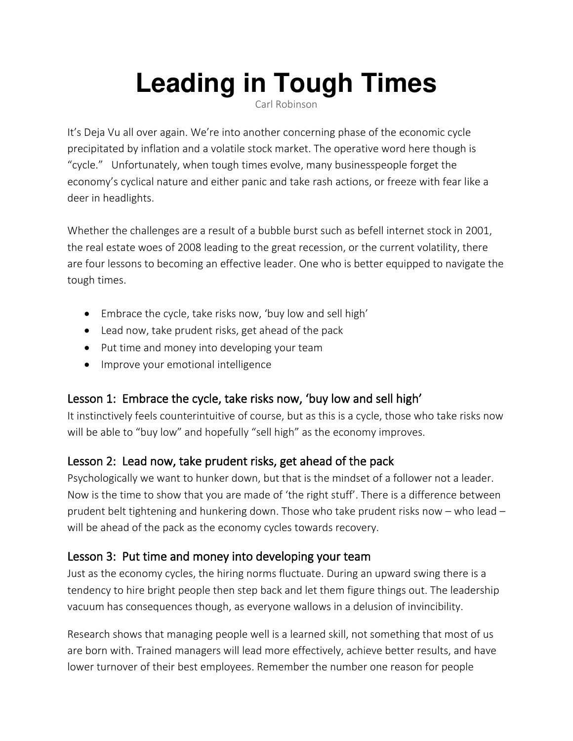# Leading in Tough Times

Carl Robinson

It's Deja Vu all over again. We're into another concerning phase of the economic cycle precipitated by inflation and a volatile stock market. The operative word here though is "cycle." Unfortunately, when tough times evolve, many businesspeople forget the economy's cyclical nature and either panic and take rash actions, or freeze with fear like a deer in headlights.

Whether the challenges are a result of a bubble burst such as befell internet stock in 2001, the real estate woes of 2008 leading to the great recession, or the current volatility, there are four lessons to becoming an effective leader. One who is better equipped to navigate the tough times.

- Embrace the cycle, take risks now, 'buy low and sell high'
- Lead now, take prudent risks, get ahead of the pack
- Put time and money into developing your team
- Improve your emotional intelligence

## Lesson 1: Embrace the cycle, take risks now, 'buy low and sell high'

It instinctively feels counterintuitive of course, but as this is a cycle, those who take risks now will be able to "buy low" and hopefully "sell high" as the economy improves.

## Lesson 2: Lead now, take prudent risks, get ahead of the pack

Psychologically we want to hunker down, but that is the mindset of a follower not a leader. Now is the time to show that you are made of 'the right stuff'. There is a difference between prudent belt tightening and hunkering down. Those who take prudent risks now – who lead – will be ahead of the pack as the economy cycles towards recovery.

## Lesson 3: Put time and money into developing your team

Just as the economy cycles, the hiring norms fluctuate. During an upward swing there is a tendency to hire bright people then step back and let them figure things out. The leadership vacuum has consequences though, as everyone wallows in a delusion of invincibility.

Research shows that managing people well is a learned skill, not something that most of us are born with. Trained managers will lead more effectively, achieve better results, and have lower turnover of their best employees. Remember the number one reason for people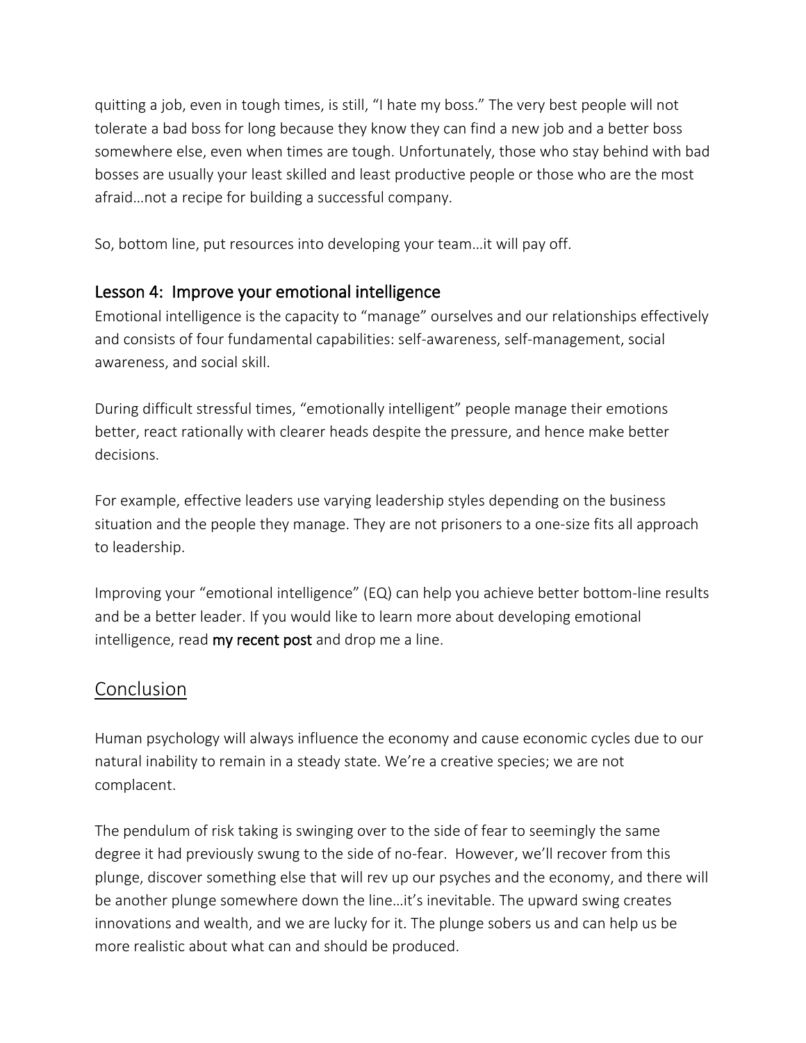quitting a job, even in tough times, is still, "I hate my boss." The very best people will not tolerate a bad boss for long because they know they can find a new job and a better boss somewhere else, even when times are tough. Unfortunately, those who stay behind with bad bosses are usually your least skilled and least productive people or those who are the most afraid…not a recipe for building a successful company.

So, bottom line, put resources into developing your team…it will pay off.

### Lesson 4: Improve your emotional intelligence

Emotional intelligence is the capacity to "manage" ourselves and our relationships effectively and consists of four fundamental capabilities: self-awareness, self-management, social awareness, and social skill.

During difficult stressful times, "emotionally intelligent" people manage their emotions better, react rationally with clearer heads despite the pressure, and hence make better decisions.

For example, effective leaders use varying leadership styles depending on the business situation and the people they manage. They are not prisoners to a one-size fits all approach to leadership.

Improving your "emotional intelligence" (EQ) can help you achieve better bottom-line results and be a better leader. If you would like to learn more about developing emotional intelligence, read **my recent post** and drop me a line.

## Conclusion

Human psychology will always influence the economy and cause economic cycles due to our natural inability to remain in a steady state. We're a creative species; we are not complacent.

The pendulum of risk taking is swinging over to the side of fear to seemingly the same degree it had previously swung to the side of no-fear. However, we'll recover from this plunge, discover something else that will rev up our psyches and the economy, and there will be another plunge somewhere down the line…it's inevitable. The upward swing creates innovations and wealth, and we are lucky for it. The plunge sobers us and can help us be more realistic about what can and should be produced.